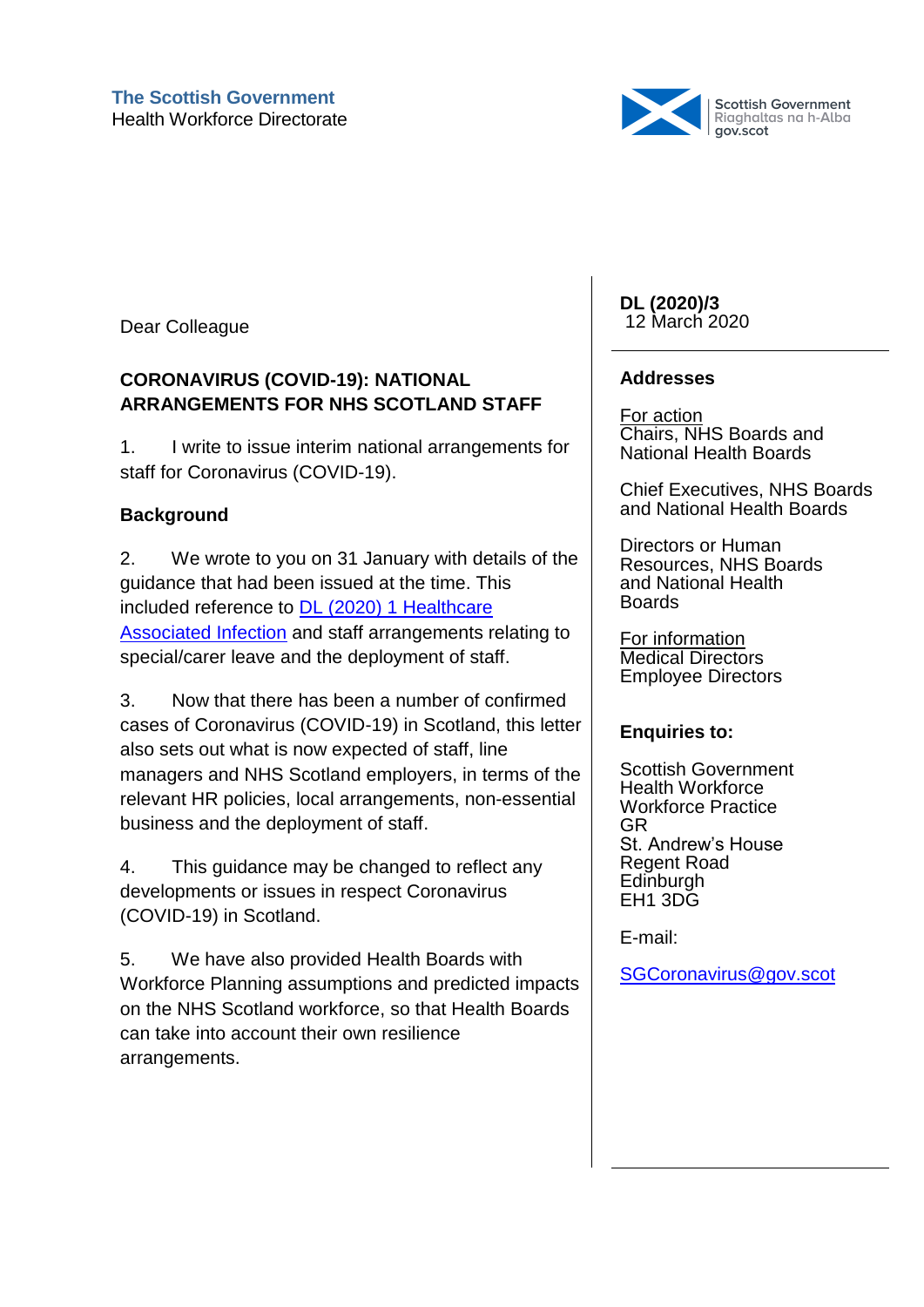**The Scottish Government**
Health Workforce Directorate

Scottish Government
Riaghaltas na h-Alba
gov.scot

**DL (2020)/3**
12 March 2020

**Addresses**

For action
Chairs, NHS Boards and National Health Boards

Chief Executives, NHS Boards and National Health Boards

Directors or Human Resources, NHS Boards and National Health Boards

For information
Medical Directors
Employee Directors

**Enquiries to:**

Scottish Government
Health Workforce
Workforce Practice
GR
St. Andrew's House
Regent Road
Edinburgh
EH1 3DG

E-mail:

SGCoronavirus@gov.scot

Dear Colleague

**CORONAVIRUS (COVID-19): NATIONAL ARRANGEMENTS FOR NHS SCOTLAND STAFF**

1. I write to issue interim national arrangements for staff for Coronavirus (COVID-19).

**Background**

2. We wrote to you on 31 January with details of the guidance that had been issued at the time. This included reference to DL (2020) 1 Healthcare Associated Infection and staff arrangements relating to special/carer leave and the deployment of staff.

3. Now that there has been a number of confirmed cases of Coronavirus (COVID-19) in Scotland, this letter also sets out what is now expected of staff, line managers and NHS Scotland employers, in terms of the relevant HR policies, local arrangements, non-essential business and the deployment of staff.

4. This guidance may be changed to reflect any developments or issues in respect Coronavirus (COVID-19) in Scotland.

5. We have also provided Health Boards with Workforce Planning assumptions and predicted impacts on the NHS Scotland workforce, so that Health Boards can take into account their own resilience arrangements.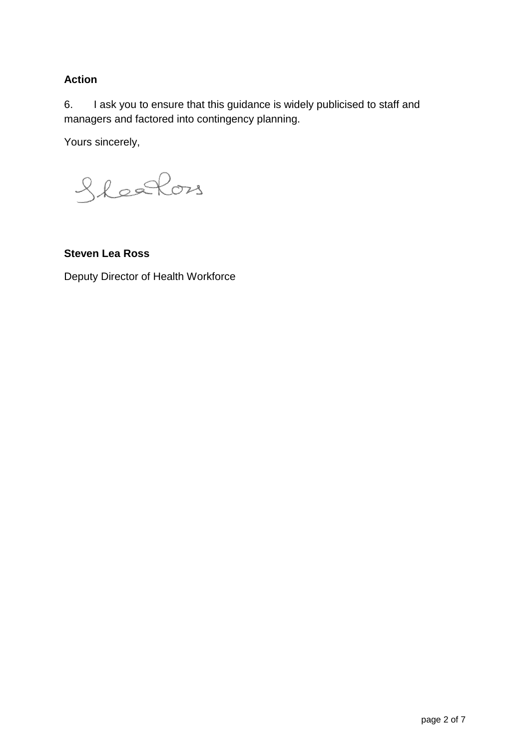**Action**

6. I ask you to ensure that this guidance is widely publicised to staff and managers and factored into contingency planning.

Yours sincerely,

**Steven Lea Ross**

Deputy Director of Health Workforce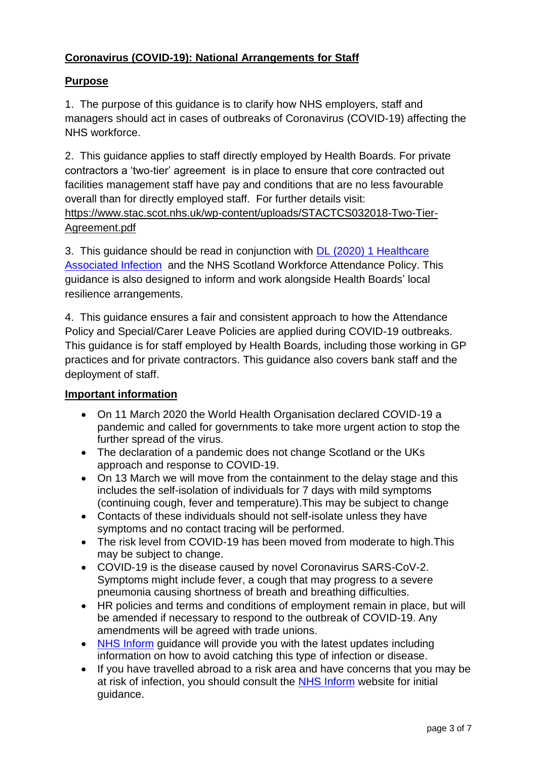## Coronavirus (COVID-19): National Arrangements for Staff

### Purpose

1. The purpose of this guidance is to clarify how NHS employers, staff and managers should act in cases of outbreaks of Coronavirus (COVID-19) affecting the NHS workforce.

2. This guidance applies to staff directly employed by Health Boards. For private contractors a 'two-tier' agreement is in place to ensure that core contracted out facilities management staff have pay and conditions that are no less favourable overall than for directly employed staff. For further details visit: https://www.stac.scot.nhs.uk/wp-content/uploads/STACTCS032018-Two-Tier-Agreement.pdf

3. This guidance should be read in conjunction with DL (2020) 1 Healthcare Associated Infection and the NHS Scotland Workforce Attendance Policy. This guidance is also designed to inform and work alongside Health Boards' local resilience arrangements.

4. This guidance ensures a fair and consistent approach to how the Attendance Policy and Special/Carer Leave Policies are applied during COVID-19 outbreaks. This guidance is for staff employed by Health Boards, including those working in GP practices and for private contractors. This guidance also covers bank staff and the deployment of staff.

### Important information

- On 11 March 2020 the World Health Organisation declared COVID-19 a pandemic and called for governments to take more urgent action to stop the further spread of the virus.
- The declaration of a pandemic does not change Scotland or the UKs approach and response to COVID-19.
- On 13 March we will move from the containment to the delay stage and this includes the self-isolation of individuals for 7 days with mild symptoms (continuing cough, fever and temperature).This may be subject to change
- Contacts of these individuals should not self-isolate unless they have symptoms and no contact tracing will be performed.
- The risk level from COVID-19 has been moved from moderate to high.This may be subject to change.
- COVID-19 is the disease caused by novel Coronavirus SARS-CoV-2. Symptoms might include fever, a cough that may progress to a severe pneumonia causing shortness of breath and breathing difficulties.
- HR policies and terms and conditions of employment remain in place, but will be amended if necessary to respond to the outbreak of COVID-19. Any amendments will be agreed with trade unions.
- NHS Inform guidance will provide you with the latest updates including information on how to avoid catching this type of infection or disease.
- If you have travelled abroad to a risk area and have concerns that you may be at risk of infection, you should consult the NHS Inform website for initial guidance.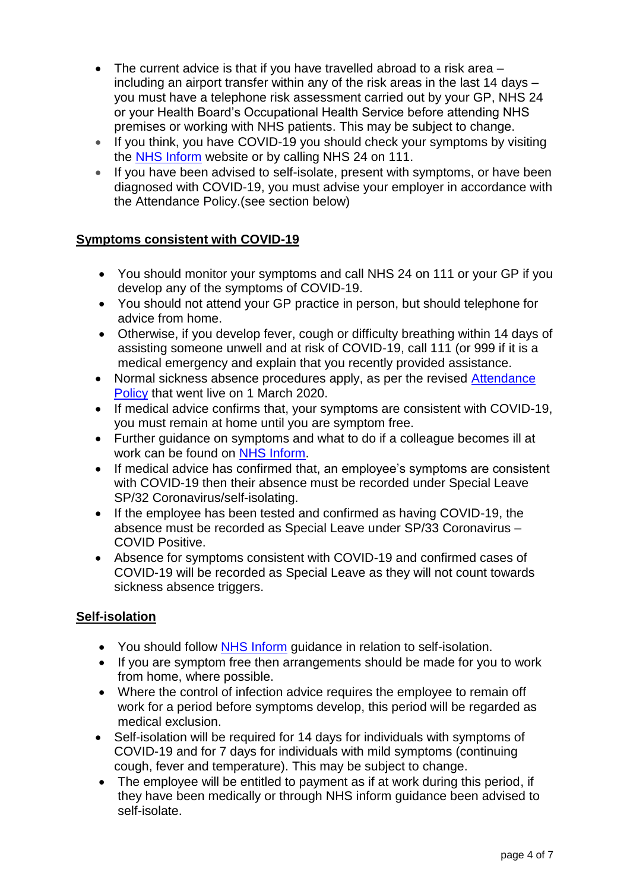- The current advice is that if you have travelled abroad to a risk area – including an airport transfer within any of the risk areas in the last 14 days – you must have a telephone risk assessment carried out by your GP, NHS 24 or your Health Board's Occupational Health Service before attending NHS premises or working with NHS patients. This may be subject to change.
- If you think, you have COVID-19 you should check your symptoms by visiting the [NHS Inform]() website or by calling NHS 24 on 111.
- If you have been advised to self-isolate, present with symptoms, or have been diagnosed with COVID-19, you must advise your employer in accordance with the Attendance Policy.(see section below)

## Symptoms consistent with COVID-19

- You should monitor your symptoms and call NHS 24 on 111 or your GP if you develop any of the symptoms of COVID-19.
- You should not attend your GP practice in person, but should telephone for advice from home.
- Otherwise, if you develop fever, cough or difficulty breathing within 14 days of assisting someone unwell and at risk of COVID-19, call 111 (or 999 if it is a medical emergency and explain that you recently provided assistance.
- Normal sickness absence procedures apply, as per the revised [Attendance Policy]() that went live on 1 March 2020.
- If medical advice confirms that, your symptoms are consistent with COVID-19, you must remain at home until you are symptom free.
- Further guidance on symptoms and what to do if a colleague becomes ill at work can be found on [NHS Inform]().
- If medical advice has confirmed that, an employee's symptoms are consistent with COVID-19 then their absence must be recorded under Special Leave SP/32 Coronavirus/self-isolating.
- If the employee has been tested and confirmed as having COVID-19, the absence must be recorded as Special Leave under SP/33 Coronavirus – COVID Positive.
- Absence for symptoms consistent with COVID-19 and confirmed cases of COVID-19 will be recorded as Special Leave as they will not count towards sickness absence triggers.

## Self-isolation

- You should follow [NHS Inform]() guidance in relation to self-isolation.
- If you are symptom free then arrangements should be made for you to work from home, where possible.
- Where the control of infection advice requires the employee to remain off work for a period before symptoms develop, this period will be regarded as medical exclusion.
- Self-isolation will be required for 14 days for individuals with symptoms of COVID-19 and for 7 days for individuals with mild symptoms (continuing cough, fever and temperature). This may be subject to change.
- The employee will be entitled to payment as if at work during this period, if they have been medically or through NHS inform guidance been advised to self-isolate.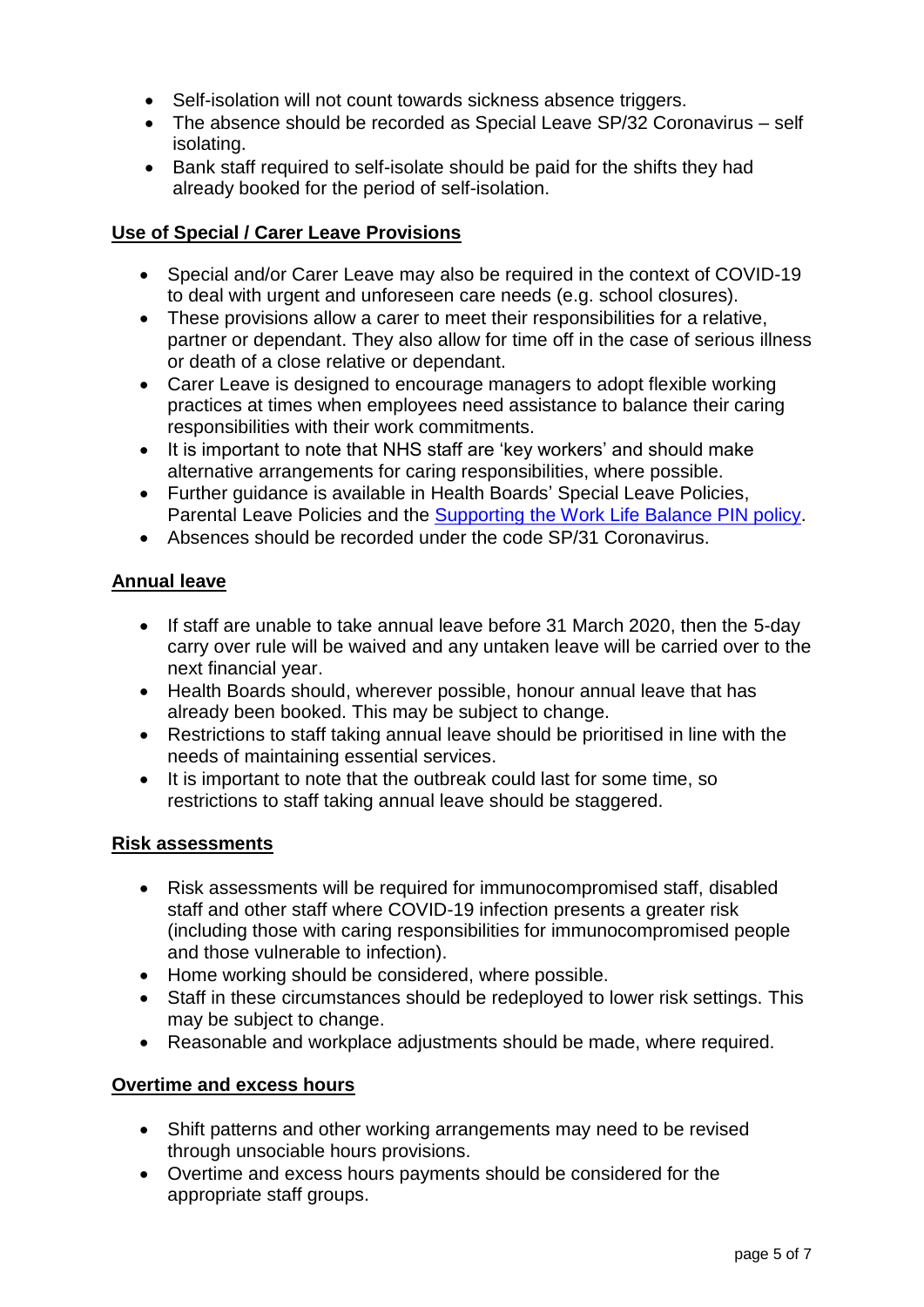- Self-isolation will not count towards sickness absence triggers.
- The absence should be recorded as Special Leave SP/32 Coronavirus – self isolating.
- Bank staff required to self-isolate should be paid for the shifts they had already booked for the period of self-isolation.

## Use of Special / Carer Leave Provisions

- Special and/or Carer Leave may also be required in the context of COVID-19 to deal with urgent and unforeseen care needs (e.g. school closures).
- These provisions allow a carer to meet their responsibilities for a relative, partner or dependant. They also allow for time off in the case of serious illness or death of a close relative or dependant.
- Carer Leave is designed to encourage managers to adopt flexible working practices at times when employees need assistance to balance their caring responsibilities with their work commitments.
- It is important to note that NHS staff are 'key workers' and should make alternative arrangements for caring responsibilities, where possible.
- Further guidance is available in Health Boards' Special Leave Policies, Parental Leave Policies and the Supporting the Work Life Balance PIN policy.
- Absences should be recorded under the code SP/31 Coronavirus.

## Annual leave

- If staff are unable to take annual leave before 31 March 2020, then the 5-day carry over rule will be waived and any untaken leave will be carried over to the next financial year.
- Health Boards should, wherever possible, honour annual leave that has already been booked. This may be subject to change.
- Restrictions to staff taking annual leave should be prioritised in line with the needs of maintaining essential services.
- It is important to note that the outbreak could last for some time, so restrictions to staff taking annual leave should be staggered.

## Risk assessments

- Risk assessments will be required for immunocompromised staff, disabled staff and other staff where COVID-19 infection presents a greater risk (including those with caring responsibilities for immunocompromised people and those vulnerable to infection).
- Home working should be considered, where possible.
- Staff in these circumstances should be redeployed to lower risk settings. This may be subject to change.
- Reasonable and workplace adjustments should be made, where required.

## Overtime and excess hours

- Shift patterns and other working arrangements may need to be revised through unsociable hours provisions.
- Overtime and excess hours payments should be considered for the appropriate staff groups.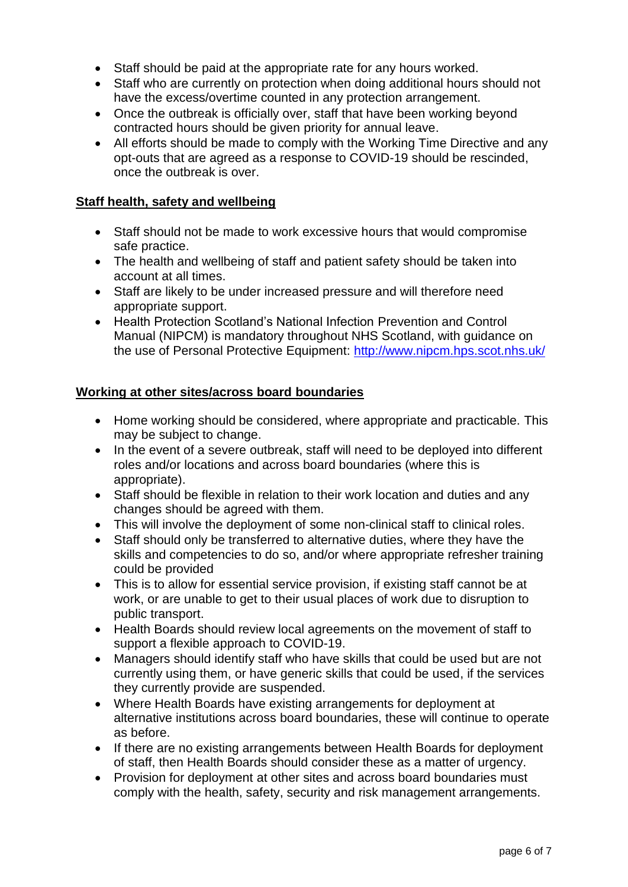- Staff should be paid at the appropriate rate for any hours worked.
- Staff who are currently on protection when doing additional hours should not have the excess/overtime counted in any protection arrangement.
- Once the outbreak is officially over, staff that have been working beyond contracted hours should be given priority for annual leave.
- All efforts should be made to comply with the Working Time Directive and any opt-outs that are agreed as a response to COVID-19 should be rescinded, once the outbreak is over.

## Staff health, safety and wellbeing

- Staff should not be made to work excessive hours that would compromise safe practice.
- The health and wellbeing of staff and patient safety should be taken into account at all times.
- Staff are likely to be under increased pressure and will therefore need appropriate support.
- Health Protection Scotland's National Infection Prevention and Control Manual (NIPCM) is mandatory throughout NHS Scotland, with guidance on the use of Personal Protective Equipment: [http://www.nipcm.hps.scot.nhs.uk/](http://www.nipcm.hps.scot.nhs.uk/)

## Working at other sites/across board boundaries

- Home working should be considered, where appropriate and practicable. This may be subject to change.
- In the event of a severe outbreak, staff will need to be deployed into different roles and/or locations and across board boundaries (where this is appropriate).
- Staff should be flexible in relation to their work location and duties and any changes should be agreed with them.
- This will involve the deployment of some non-clinical staff to clinical roles.
- Staff should only be transferred to alternative duties, where they have the skills and competencies to do so, and/or where appropriate refresher training could be provided
- This is to allow for essential service provision, if existing staff cannot be at work, or are unable to get to their usual places of work due to disruption to public transport.
- Health Boards should review local agreements on the movement of staff to support a flexible approach to COVID-19.
- Managers should identify staff who have skills that could be used but are not currently using them, or have generic skills that could be used, if the services they currently provide are suspended.
- Where Health Boards have existing arrangements for deployment at alternative institutions across board boundaries, these will continue to operate as before.
- If there are no existing arrangements between Health Boards for deployment of staff, then Health Boards should consider these as a matter of urgency.
- Provision for deployment at other sites and across board boundaries must comply with the health, safety, security and risk management arrangements.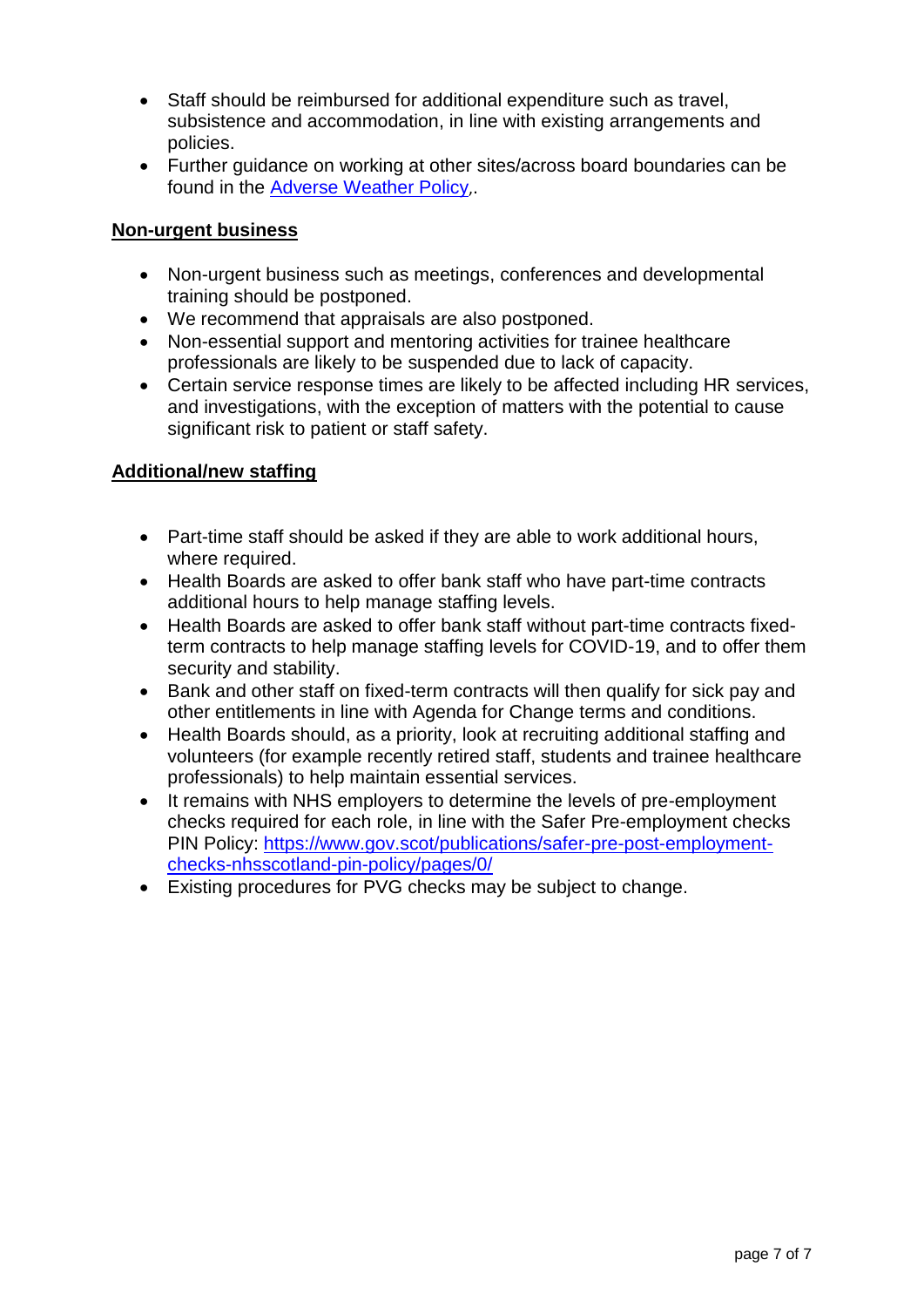- Staff should be reimbursed for additional expenditure such as travel, subsistence and accommodation, in line with existing arrangements and policies.
- Further guidance on working at other sites/across board boundaries can be found in the [Adverse Weather Policy](),.

**Non-urgent business**

- Non-urgent business such as meetings, conferences and developmental training should be postponed.
- We recommend that appraisals are also postponed.
- Non-essential support and mentoring activities for trainee healthcare professionals are likely to be suspended due to lack of capacity.
- Certain service response times are likely to be affected including HR services, and investigations, with the exception of matters with the potential to cause significant risk to patient or staff safety.

**Additional/new staffing**

- Part-time staff should be asked if they are able to work additional hours, where required.
- Health Boards are asked to offer bank staff who have part-time contracts additional hours to help manage staffing levels.
- Health Boards are asked to offer bank staff without part-time contracts fixed-term contracts to help manage staffing levels for COVID-19, and to offer them security and stability.
- Bank and other staff on fixed-term contracts will then qualify for sick pay and other entitlements in line with Agenda for Change terms and conditions.
- Health Boards should, as a priority, look at recruiting additional staffing and volunteers (for example recently retired staff, students and trainee healthcare professionals) to help maintain essential services.
- It remains with NHS employers to determine the levels of pre-employment checks required for each role, in line with the Safer Pre-employment checks PIN Policy: https://www.gov.scot/publications/safer-pre-post-employment-checks-nhsscotland-pin-policy/pages/0/
- Existing procedures for PVG checks may be subject to change.